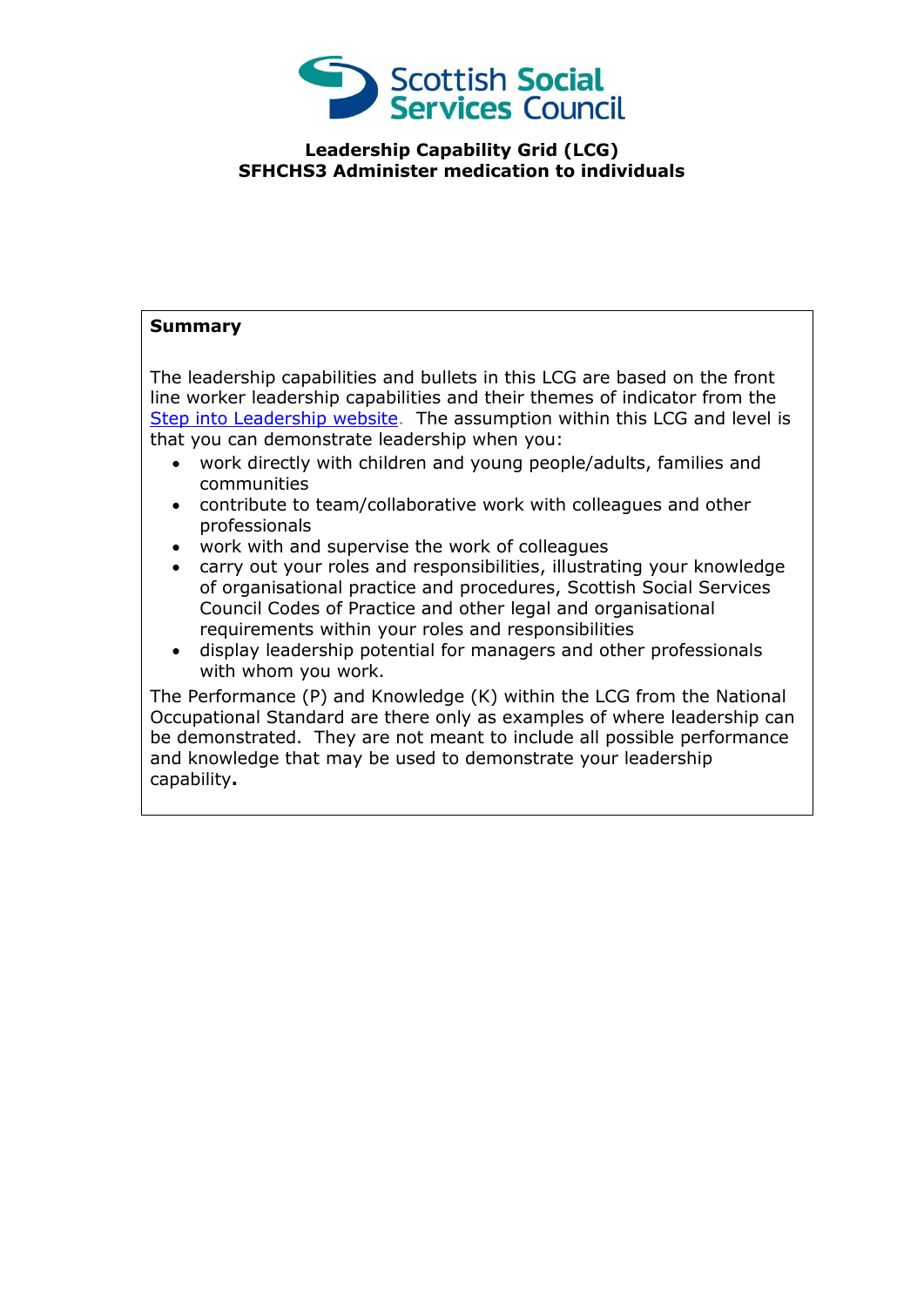**Leadership Capability Grid (LCG)**
**SFHCHS3 Administer medication to individuals**

**Summary**

The leadership capabilities and bullets in this LCG are based on the front line worker leadership capabilities and their themes of indicator from the Step into Leadership website. The assumption within this LCG and level is that you can demonstrate leadership when you:

- work directly with children and young people/adults, families and communities
- contribute to team/collaborative work with colleagues and other professionals
- work with and supervise the work of colleagues
- carry out your roles and responsibilities, illustrating your knowledge of organisational practice and procedures, Scottish Social Services Council Codes of Practice and other legal and organisational requirements within your roles and responsibilities
- display leadership potential for managers and other professionals with whom you work.

The Performance (P) and Knowledge (K) within the LCG from the National Occupational Standard are there only as examples of where leadership can be demonstrated. They are not meant to include all possible performance and knowledge that may be used to demonstrate your leadership capability**.**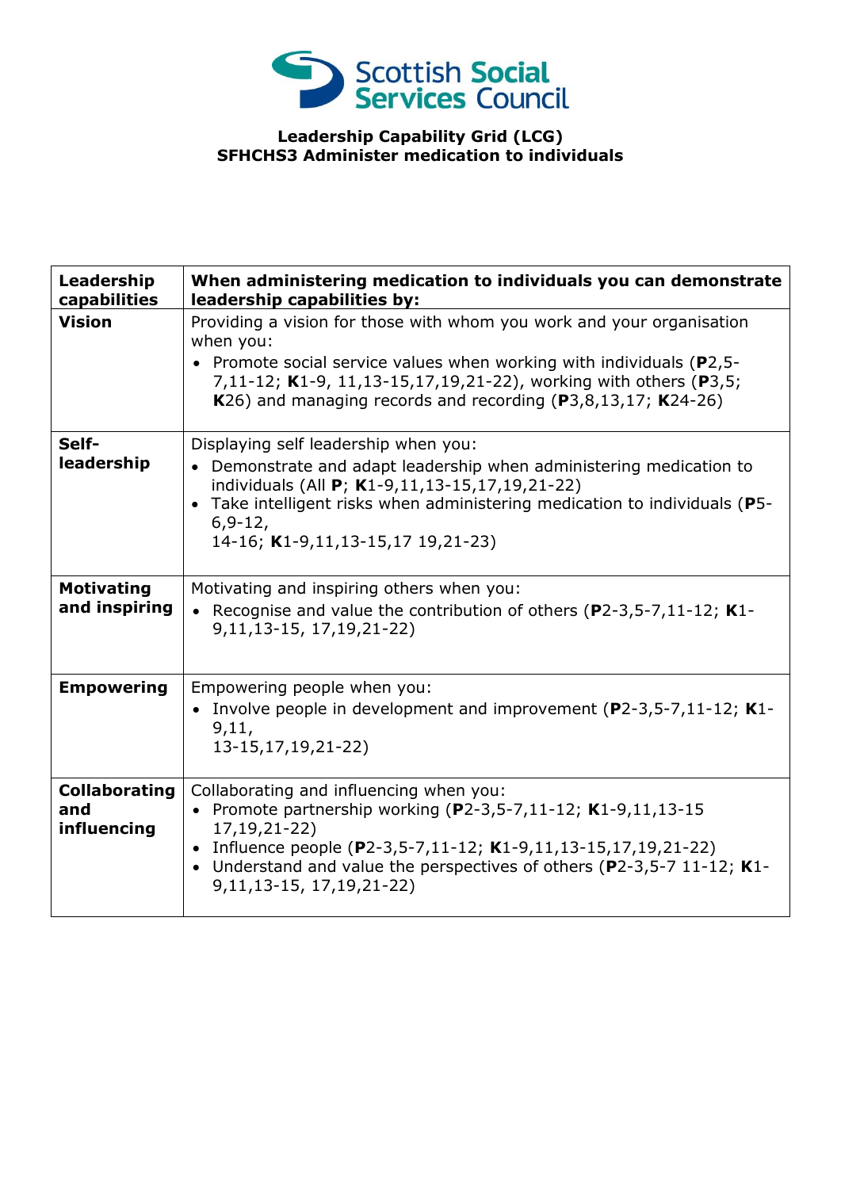**Scottish Social Services Council**

**Leadership Capability Grid (LCG)**
**SFHCHS3 Administer medication to individuals**

| **Leadership capabilities** | **When administering medication to individuals you can demonstrate leadership capabilities by:** |
|---|---|
| **Vision** | Providing a vision for those with whom you work and your organisation when you: <br>• Promote social service values when working with individuals (**P**2,5-7,11-12; **K**1-9, 11,13-15,17,19,21-22), working with others (**P**3,5; **K**26) and managing records and recording (**P**3,8,13,17; **K**24-26) |
| **Self-leadership** | Displaying self leadership when you: <br>• Demonstrate and adapt leadership when administering medication to individuals (All **P**; **K**1-9,11,13-15,17,19,21-22) <br>• Take intelligent risks when administering medication to individuals (**P**5-6,9-12, 14-16; **K**1-9,11,13-15,17 19,21-23) |
| **Motivating and inspiring** | Motivating and inspiring others when you: <br>• Recognise and value the contribution of others (**P**2-3,5-7,11-12; **K**1-9,11,13-15, 17,19,21-22) |
| **Empowering** | Empowering people when you: <br>• Involve people in development and improvement (**P**2-3,5-7,11-12; **K**1-9,11, 13-15,17,19,21-22) |
| **Collaborating and influencing** | Collaborating and influencing when you: <br>• Promote partnership working (**P**2-3,5-7,11-12; **K**1-9,11,13-15 17,19,21-22) <br>• Influence people (**P**2-3,5-7,11-12; **K**1-9,11,13-15,17,19,21-22) <br>• Understand and value the perspectives of others (**P**2-3,5-7 11-12; **K**1-9,11,13-15, 17,19,21-22) |